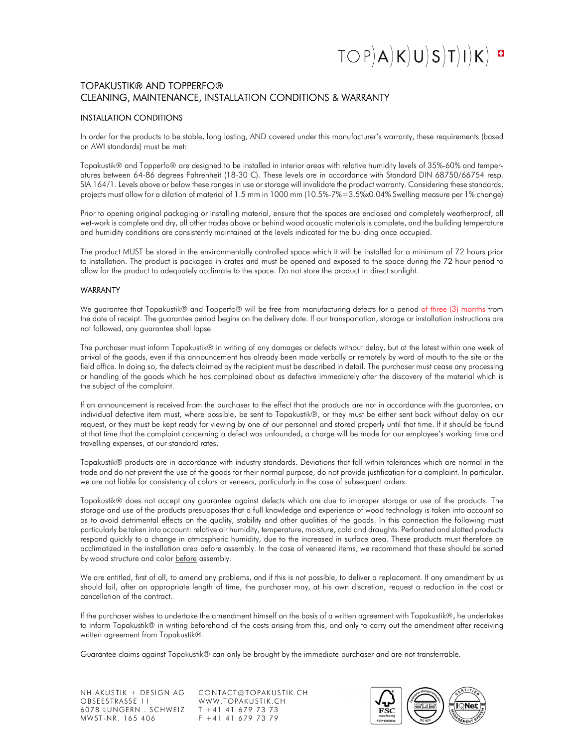# TOPAKUSTIK® AND TOPPERFO®
# CLEANING, MAINTENANCE, INSTALLATION CONDITIONS & WARRANTY

## INSTALLATION CONDITIONS

In order for the products to be stable, long lasting, AND covered under this manufacturer's warranty, these requirements (based on AWI standards) must be met:

Topakustik® and Topperfo® are designed to be installed in interior areas with relative humidity levels of 35%-60% and temperatures between 64-86 degrees Fahrenheit (18-30 C). These levels are in accordance with Standard DIN 68750/66754 resp. SIA 164/1. Levels above or below these ranges in use or storage will invalidate the product warranty. Considering these standards, projects must allow for a dilation of material of 1.5 mm in 1000 mm (10.5%-7%=3.5%x0.04% Swelling measure per 1% change)

Prior to opening original packaging or installing material, ensure that the spaces are enclosed and completely weatherproof, all wet-work is complete and dry, all other trades above or behind wood acoustic materials is complete, and the building temperature and humidity conditions are consistently maintained at the levels indicated for the building once occupied.

The product MUST be stored in the environmentally controlled space which it will be installed for a minimum of 72 hours prior to installation. The product is packaged in crates and must be opened and exposed to the space during the 72 hour period to allow for the product to adequately acclimate to the space. Do not store the product in direct sunlight.

## WARRANTY

We guarantee that Topakustik® and Topperfo® will be free from manufacturing defects for a period of three (3) months from the date of receipt. The guarantee period begins on the delivery date. If our transportation, storage or installation instructions are not followed, any guarantee shall lapse.

The purchaser must inform Topakustik® in writing of any damages or defects without delay, but at the latest within one week of arrival of the goods, even if this announcement has already been made verbally or remotely by word of mouth to the site or the field office. In doing so, the defects claimed by the recipient must be described in detail. The purchaser must cease any processing or handling of the goods which he has complained about as defective immediately after the discovery of the material which is the subject of the complaint.

If an announcement is received from the purchaser to the effect that the products are not in accordance with the guarantee, an individual defective item must, where possible, be sent to Topakustik®, or they must be either sent back without delay on our request, or they must be kept ready for viewing by one of our personnel and stored properly until that time. If it should be found at that time that the complaint concerning a defect was unfounded, a charge will be made for our employee's working time and travelling expenses, at our standard rates.

Topakustik® products are in accordance with industry standards. Deviations that fall within tolerances which are normal in the trade and do not prevent the use of the goods for their normal purpose, do not provide justification for a complaint. In particular, we are not liable for consistency of colors or veneers, particularly in the case of subsequent orders.

Topakustik® does not accept any guarantee against defects which are due to improper storage or use of the products. The storage and use of the products presupposes that a full knowledge and experience of wood technology is taken into account so as to avoid detrimental effects on the quality, stability and other qualities of the goods. In this connection the following must particularly be taken into account: relative air humidity, temperature, moisture, cold and draughts. Perforated and slotted products respond quickly to a change in atmospheric humidity, due to the increased in surface area. These products must therefore be acclimatized in the installation area before assembly. In the case of veneered items, we recommend that these should be sorted by wood structure and color before assembly.

We are entitled, first of all, to amend any problems, and if this is not possible, to deliver a replacement. If any amendment by us should fail, after an appropriate length of time, the purchaser may, at his own discretion, request a reduction in the cost or cancellation of the contract.

If the purchaser wishes to undertake the amendment himself on the basis of a written agreement with Topakustik®, he undertakes to inform Topakustik® in writing beforehand of the costs arising from this, and only to carry out the amendment after receiving written agreement from Topakustik®.

Guarantee claims against Topakustik® can only be brought by the immediate purchaser and are not transferrable.

NH AKUSTIK + DESIGN AG
OBSEESTRASSE 11
6078 LUNGERN . SCHWEIZ
MWST-NR. 165 406

CONTACT@TOPAKUSTIK.CH
WWW.TOPAKUSTIK.CH
T +41 41 679 73 73
F +41 41 679 73 79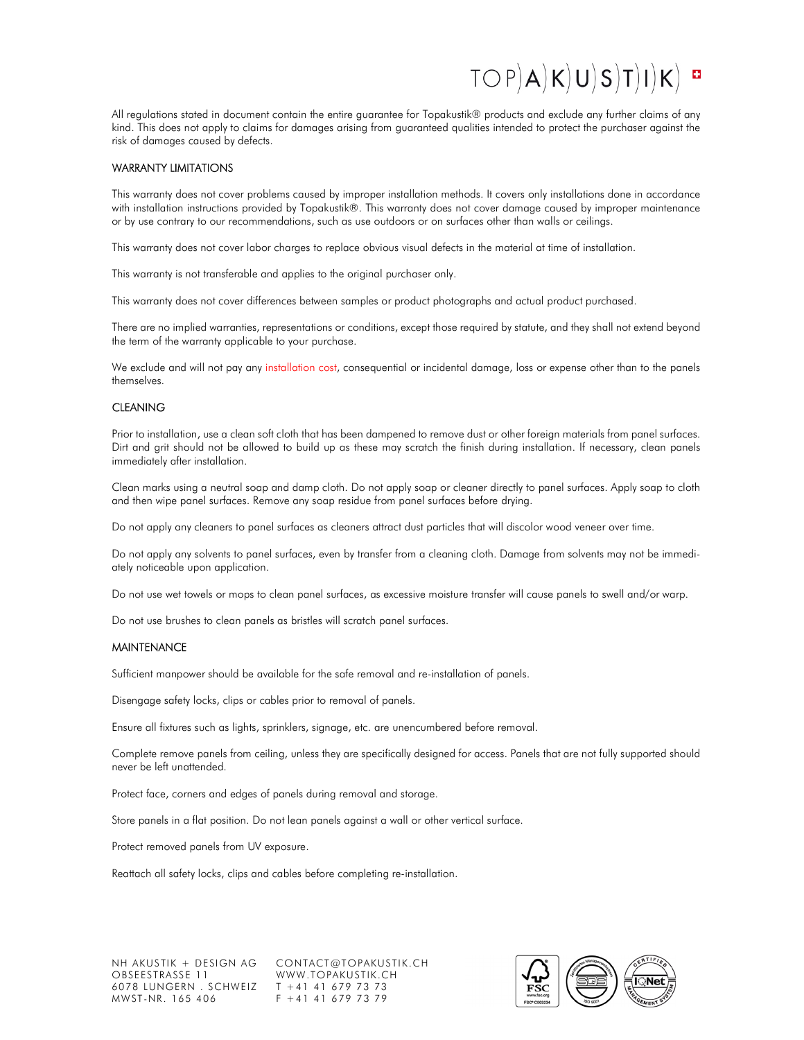All regulations stated in document contain the entire guarantee for Topakustik® products and exclude any further claims of any kind. This does not apply to claims for damages arising from guaranteed qualities intended to protect the purchaser against the risk of damages caused by defects.

## WARRANTY LIMITATIONS

This warranty does not cover problems caused by improper installation methods. It covers only installations done in accordance with installation instructions provided by Topakustik®. This warranty does not cover damage caused by improper maintenance or by use contrary to our recommendations, such as use outdoors or on surfaces other than walls or ceilings.

This warranty does not cover labor charges to replace obvious visual defects in the material at time of installation.

This warranty is not transferable and applies to the original purchaser only.

This warranty does not cover differences between samples or product photographs and actual product purchased.

There are no implied warranties, representations or conditions, except those required by statute, and they shall not extend beyond the term of the warranty applicable to your purchase.

We exclude and will not pay any installation cost, consequential or incidental damage, loss or expense other than to the panels themselves.

## CLEANING

Prior to installation, use a clean soft cloth that has been dampened to remove dust or other foreign materials from panel surfaces. Dirt and grit should not be allowed to build up as these may scratch the finish during installation. If necessary, clean panels immediately after installation.

Clean marks using a neutral soap and damp cloth. Do not apply soap or cleaner directly to panel surfaces. Apply soap to cloth and then wipe panel surfaces. Remove any soap residue from panel surfaces before drying.

Do not apply any cleaners to panel surfaces as cleaners attract dust particles that will discolor wood veneer over time.

Do not apply any solvents to panel surfaces, even by transfer from a cleaning cloth. Damage from solvents may not be immediately noticeable upon application.

Do not use wet towels or mops to clean panel surfaces, as excessive moisture transfer will cause panels to swell and/or warp.

Do not use brushes to clean panels as bristles will scratch panel surfaces.

## MAINTENANCE

Sufficient manpower should be available for the safe removal and re-installation of panels.

Disengage safety locks, clips or cables prior to removal of panels.

Ensure all fixtures such as lights, sprinklers, signage, etc. are unencumbered before removal.

Complete remove panels from ceiling, unless they are specifically designed for access. Panels that are not fully supported should never be left unattended.

Protect face, corners and edges of panels during removal and storage.

Store panels in a flat position. Do not lean panels against a wall or other vertical surface.

Protect removed panels from UV exposure.

Reattach all safety locks, clips and cables before completing re-installation.

NH AKUSTIK + DESIGN AG
OBSEESTRASSE 11
6078 LUNGERN . SCHWEIZ
MWST-NR. 165 406

CONTACT@TOPAKUSTIK.CH
WWW.TOPAKUSTIK.CH
T +41 41 679 73 73
F +41 41 679 73 79